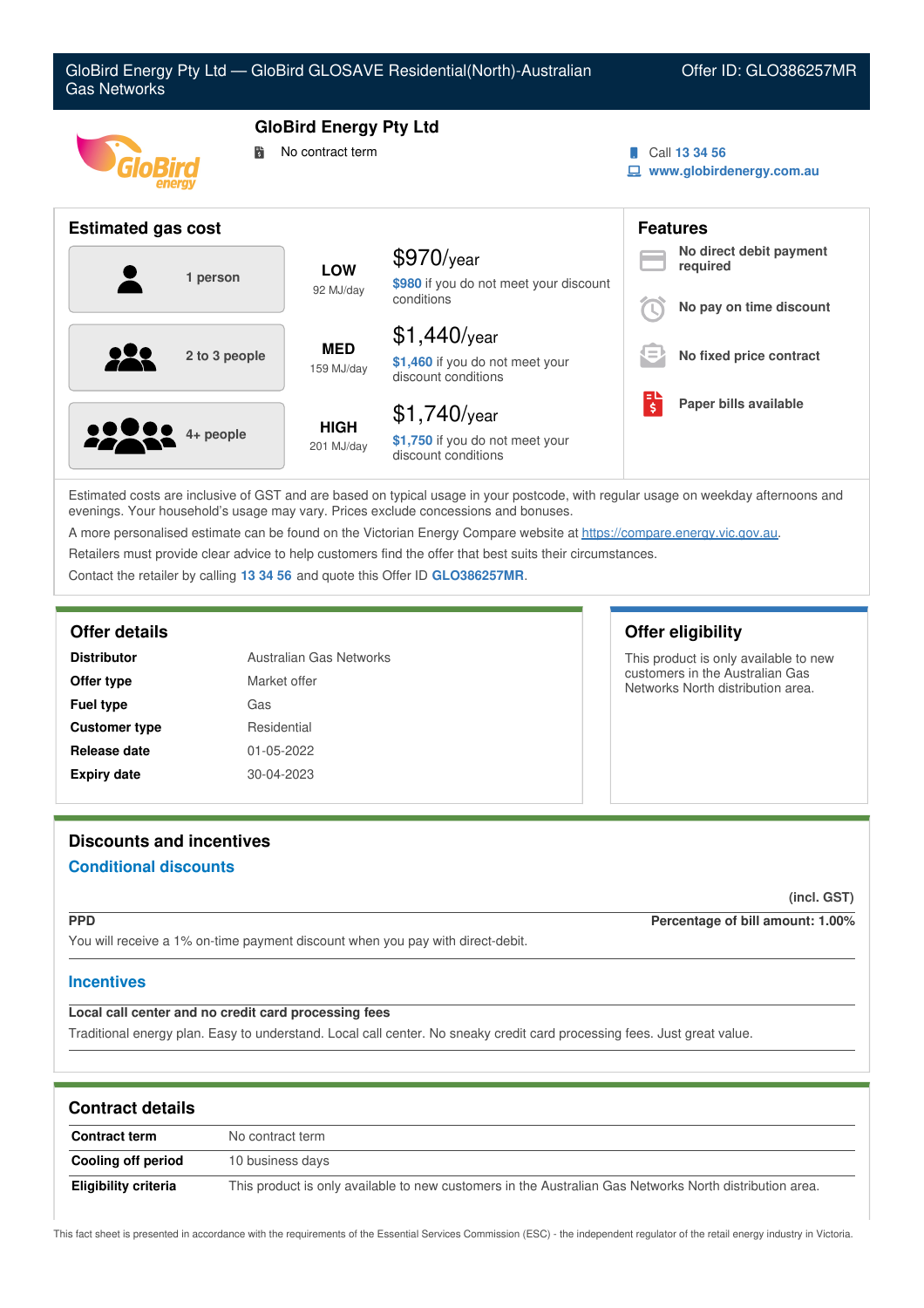# GloBird Energy Pty Ltd — GloBird GLOSAVE Residential(North)-Australian Gas Networks

Offer ID: GLO386257MR

## GloBird Energy Pty Ltd

No contract term

Call 13 34 56

www.globirdenergy.com.au

## Estimated gas cost

| Household | Usage | Estimated cost |
|---|---|---|
| 1 person | LOW 92 MJ/day | $970/year — $980 if you do not meet your discount conditions |
| 2 to 3 people | MED 159 MJ/day | $1,440/year — $1,460 if you do not meet your discount conditions |
| 4+ people | HIGH 201 MJ/day | $1,740/year — $1,750 if you do not meet your discount conditions |

## Features

- No direct debit payment required
- No pay on time discount
- No fixed price contract
- Paper bills available

Estimated costs are inclusive of GST and are based on typical usage in your postcode, with regular usage on weekday afternoons and evenings. Your household's usage may vary. Prices exclude concessions and bonuses.

A more personalised estimate can be found on the Victorian Energy Compare website at https://compare.energy.vic.gov.au.

Retailers must provide clear advice to help customers find the offer that best suits their circumstances.

Contact the retailer by calling 13 34 56 and quote this Offer ID GLO386257MR.

## Offer details

| | |
|---|---|
| **Distributor** | Australian Gas Networks |
| **Offer type** | Market offer |
| **Fuel type** | Gas |
| **Customer type** | Residential |
| **Release date** | 01-05-2022 |
| **Expiry date** | 30-04-2023 |

## Offer eligibility

This product is only available to new customers in the Australian Gas Networks North distribution area.

## Discounts and incentives

### Conditional discounts

(incl. GST)

**PPD** — Percentage of bill amount: 1.00%

You will receive a 1% on-time payment discount when you pay with direct-debit.

### Incentives

**Local call center and no credit card processing fees**

Traditional energy plan. Easy to understand. Local call center. No sneaky credit card processing fees. Just great value.

## Contract details

| | |
|---|---|
| **Contract term** | No contract term |
| **Cooling off period** | 10 business days |
| **Eligibility criteria** | This product is only available to new customers in the Australian Gas Networks North distribution area. |

This fact sheet is presented in accordance with the requirements of the Essential Services Commission (ESC) - the independent regulator of the retail energy industry in Victoria.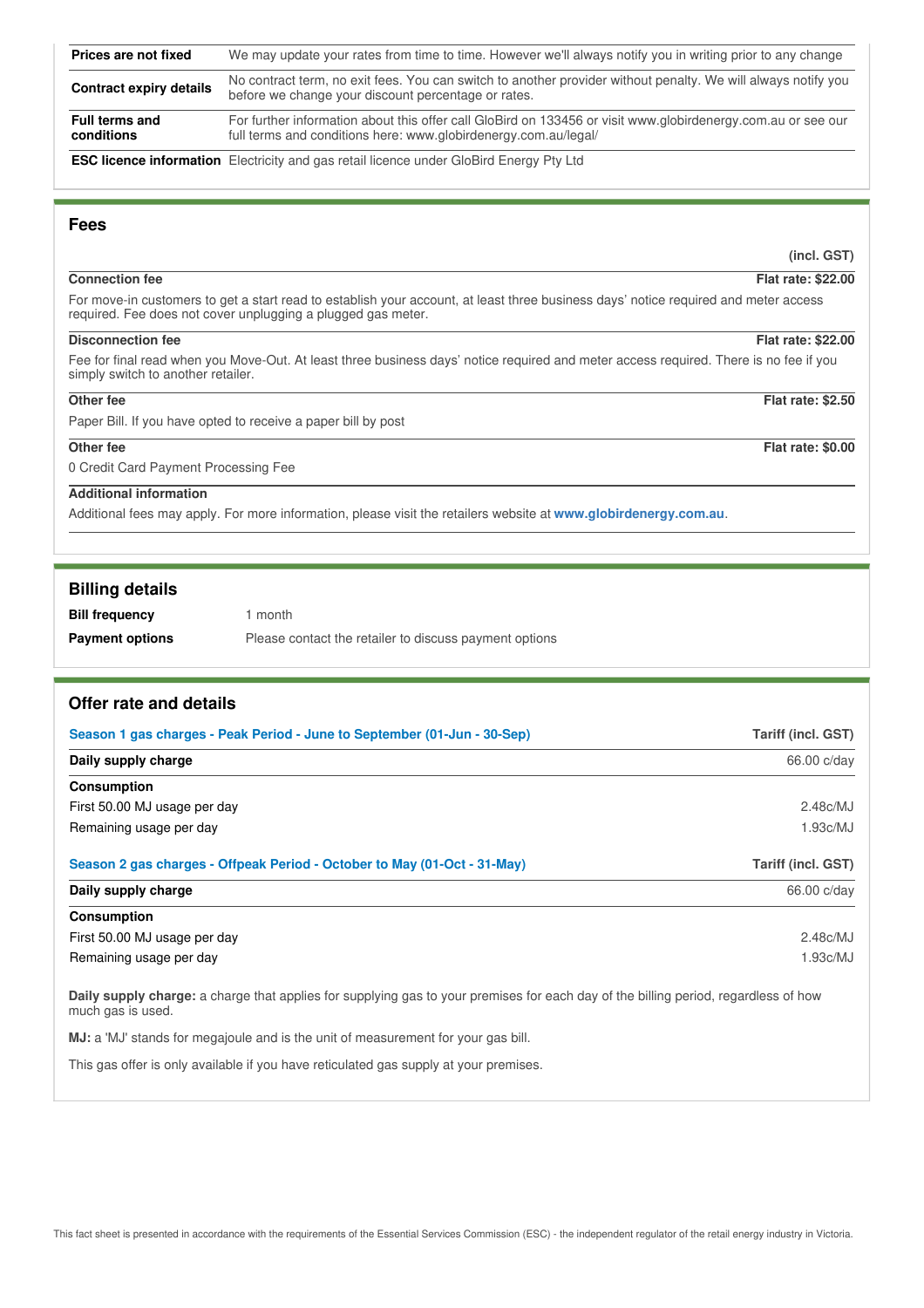| | |
|---|---|
| **Prices are not fixed** | We may update your rates from time to time. However we'll always notify you in writing prior to any change |
| **Contract expiry details** | No contract term, no exit fees. You can switch to another provider without penalty. We will always notify you before we change your discount percentage or rates. |
| **Full terms and conditions** | For further information about this offer call GloBird on 133456 or visit www.globirdenergy.com.au or see our full terms and conditions here: www.globirdenergy.com.au/legal/ |
| **ESC licence information** | Electricity and gas retail licence under GloBird Energy Pty Ltd |

## Fees

| | (incl. GST) |
|---|---|
| **Connection fee** | **Flat rate: $22.00** |

For move-in customers to get a start read to establish your account, at least three business days' notice required and meter access required. Fee does not cover unplugging a plugged gas meter.

| | |
|---|---|
| **Disconnection fee** | **Flat rate: $22.00** |

Fee for final read when you Move-Out. At least three business days' notice required and meter access required. There is no fee if you simply switch to another retailer.

| | |
|---|---|
| **Other fee** | **Flat rate: $2.50** |

Paper Bill. If you have opted to receive a paper bill by post

| | |
|---|---|
| **Other fee** | **Flat rate: $0.00** |

0 Credit Card Payment Processing Fee

**Additional information**

Additional fees may apply. For more information, please visit the retailers website at **www.globirdenergy.com.au**.

## Billing details

| | |
|---|---|
| **Bill frequency** | 1 month |
| **Payment options** | Please contact the retailer to discuss payment options |

## Offer rate and details

| Season 1 gas charges - Peak Period - June to September (01-Jun - 30-Sep) | Tariff (incl. GST) |
|---|---|
| **Daily supply charge** | 66.00 c/day |
| **Consumption** | |
| First 50.00 MJ usage per day | 2.48c/MJ |
| Remaining usage per day | 1.93c/MJ |

| Season 2 gas charges - Offpeak Period - October to May (01-Oct - 31-May) | Tariff (incl. GST) |
|---|---|
| **Daily supply charge** | 66.00 c/day |
| **Consumption** | |
| First 50.00 MJ usage per day | 2.48c/MJ |
| Remaining usage per day | 1.93c/MJ |

**Daily supply charge:** a charge that applies for supplying gas to your premises for each day of the billing period, regardless of how much gas is used.

**MJ:** a 'MJ' stands for megajoule and is the unit of measurement for your gas bill.

This gas offer is only available if you have reticulated gas supply at your premises.

This fact sheet is presented in accordance with the requirements of the Essential Services Commission (ESC) - the independent regulator of the retail energy industry in Victoria.